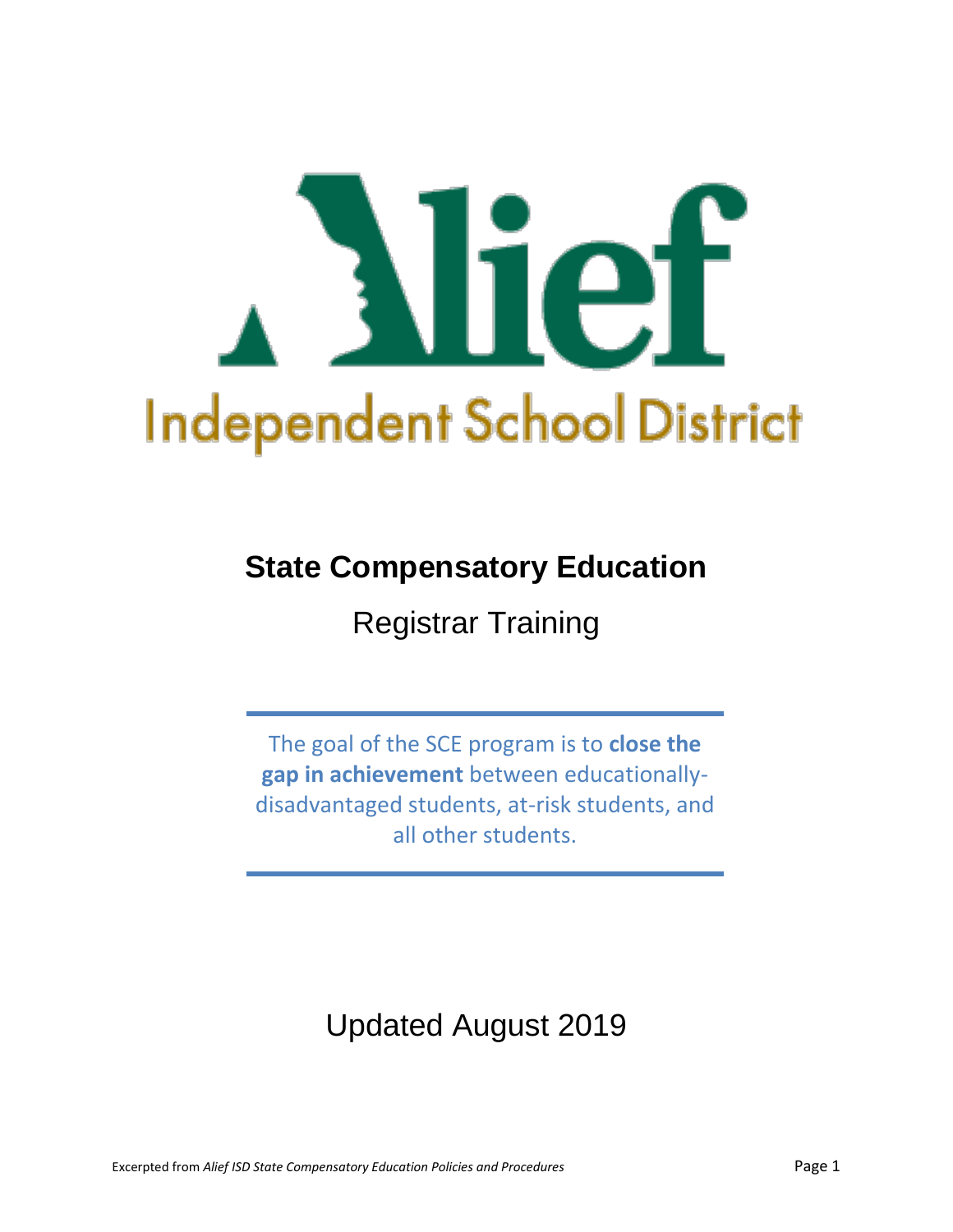# Alief Independent School District

## State Compensatory Education

Registrar Training

The goal of the SCE program is to **close the gap in achievement** between educationally-disadvantaged students, at-risk students, and all other students.

Updated August 2019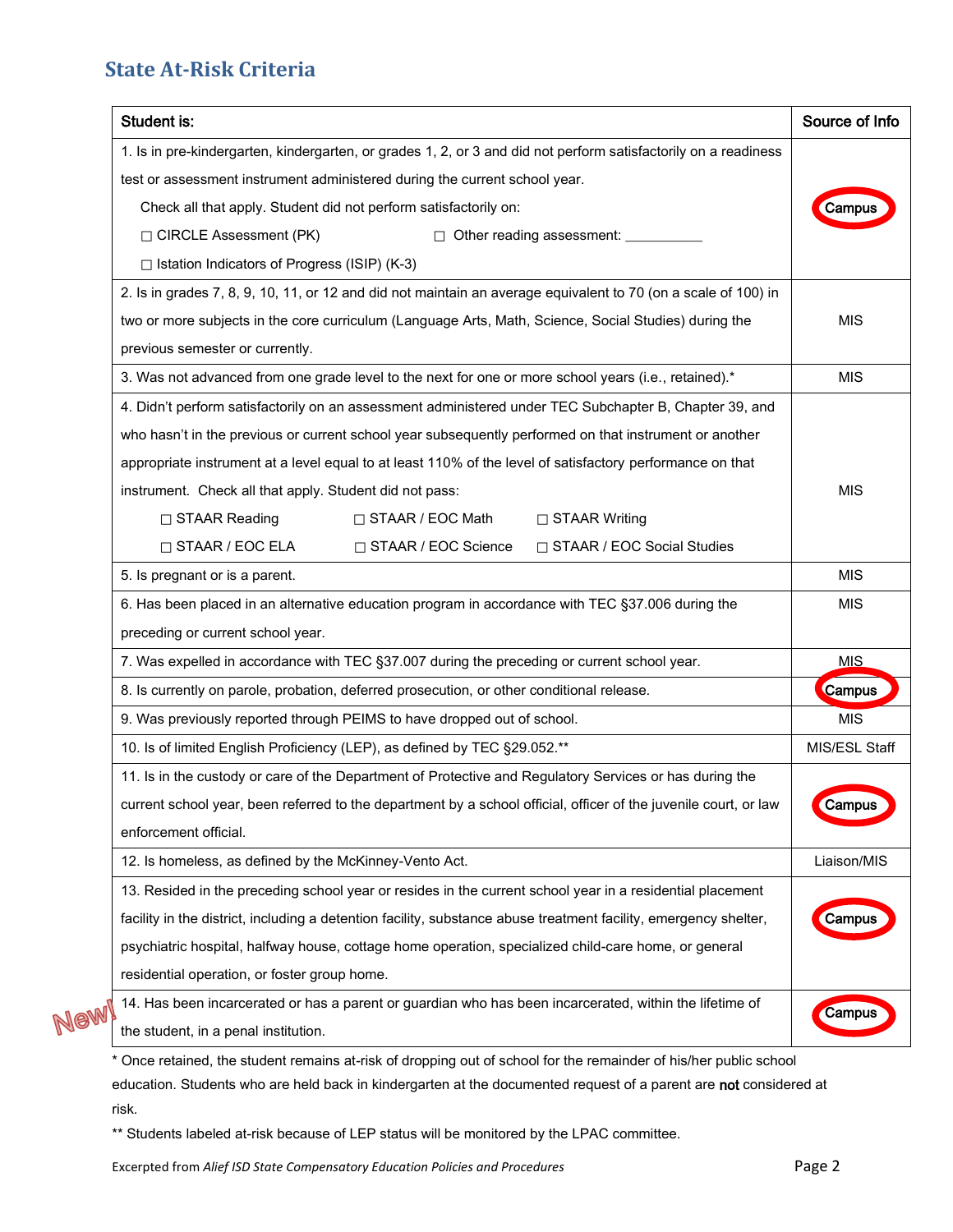## State At-Risk Criteria

| Student is: | Source of Info |
|---|---|
| 1. Is in pre-kindergarten, kindergarten, or grades 1, 2, or 3 and did not perform satisfactorily on a readiness test or assessment instrument administered during the current school year.<br>Check all that apply. Student did not perform satisfactorily on:<br>☐ CIRCLE Assessment (PK) ☐ Other reading assessment: __________<br>☐ Istation Indicators of Progress (ISIP) (K-3) | Campus |
| 2. Is in grades 7, 8, 9, 10, 11, or 12 and did not maintain an average equivalent to 70 (on a scale of 100) in two or more subjects in the core curriculum (Language Arts, Math, Science, Social Studies) during the previous semester or currently. | MIS |
| 3. Was not advanced from one grade level to the next for one or more school years (i.e., retained).* | MIS |
| 4. Didn't perform satisfactorily on an assessment administered under TEC Subchapter B, Chapter 39, and who hasn't in the previous or current school year subsequently performed on that instrument or another appropriate instrument at a level equal to at least 110% of the level of satisfactory performance on that instrument. Check all that apply. Student did not pass:<br>☐ STAAR Reading ☐ STAAR / EOC Math ☐ STAAR Writing<br>☐ STAAR / EOC ELA ☐ STAAR / EOC Science ☐ STAAR / EOC Social Studies | MIS |
| 5. Is pregnant or is a parent. | MIS |
| 6. Has been placed in an alternative education program in accordance with TEC §37.006 during the preceding or current school year. | MIS |
| 7. Was expelled in accordance with TEC §37.007 during the preceding or current school year. | MIS |
| 8. Is currently on parole, probation, deferred prosecution, or other conditional release. | Campus |
| 9. Was previously reported through PEIMS to have dropped out of school. | MIS |
| 10. Is of limited English Proficiency (LEP), as defined by TEC §29.052.** | MIS/ESL Staff |
| 11. Is in the custody or care of the Department of Protective and Regulatory Services or has during the current school year, been referred to the department by a school official, officer of the juvenile court, or law enforcement official. | Campus |
| 12. Is homeless, as defined by the McKinney-Vento Act. | Liaison/MIS |
| 13. Resided in the preceding school year or resides in the current school year in a residential placement facility in the district, including a detention facility, substance abuse treatment facility, emergency shelter, psychiatric hospital, halfway house, cottage home operation, specialized child-care home, or general residential operation, or foster group home. | Campus |
| New! 14. Has been incarcerated or has a parent or guardian who has been incarcerated, within the lifetime of the student, in a penal institution. | Campus |

* Once retained, the student remains at-risk of dropping out of school for the remainder of his/her public school education. Students who are held back in kindergarten at the documented request of a parent are **not** considered at risk.

** Students labeled at-risk because of LEP status will be monitored by the LPAC committee.

Excerpted from *Alief ISD State Compensatory Education Policies and Procedures*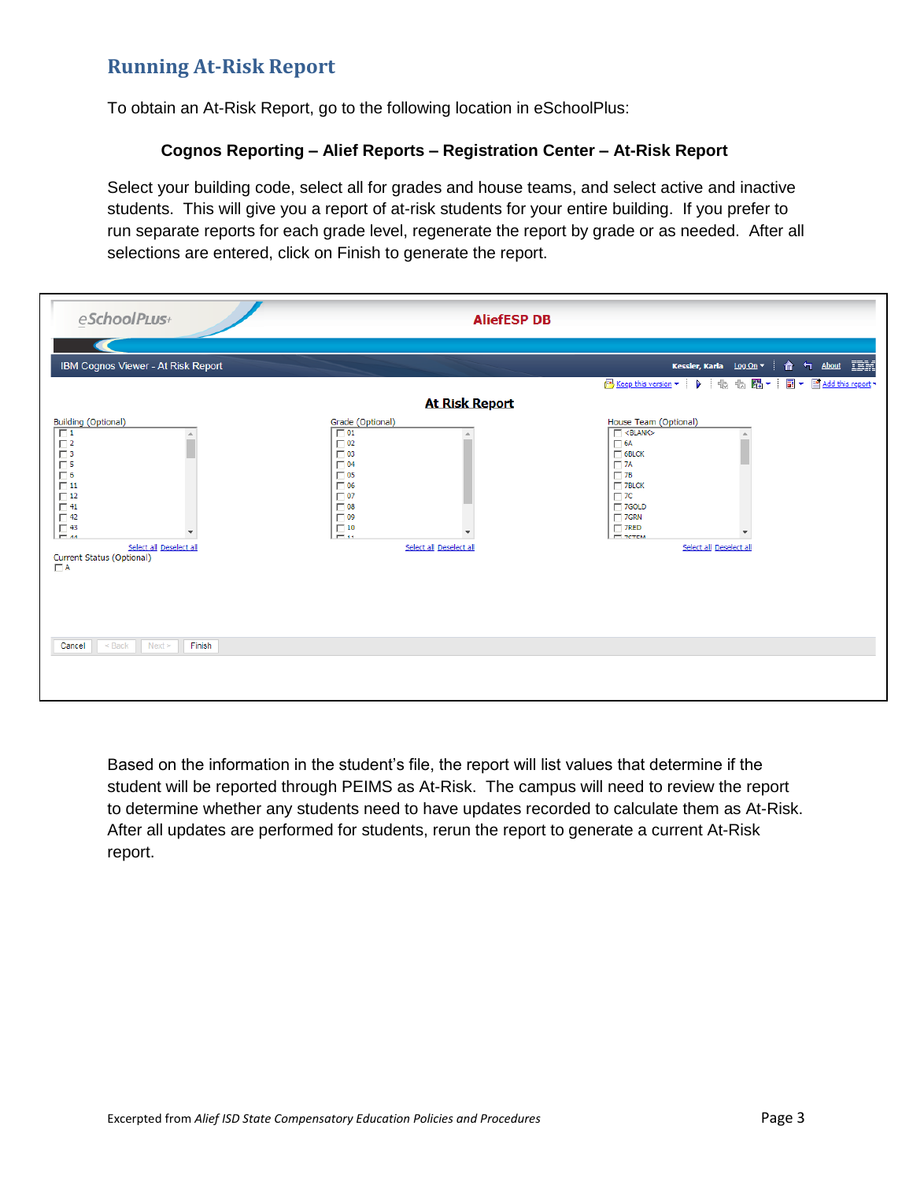## Running At-Risk Report

To obtain an At-Risk Report, go to the following location in eSchoolPlus:

**Cognos Reporting – Alief Reports – Registration Center – At-Risk Report**

Select your building code, select all for grades and house teams, and select active and inactive students. This will give you a report of at-risk students for your entire building. If you prefer to run separate reports for each grade level, regenerate the report by grade or as needed. After all selections are entered, click on Finish to generate the report.

Based on the information in the student's file, the report will list values that determine if the student will be reported through PEIMS as At-Risk. The campus will need to review the report to determine whether any students need to have updates recorded to calculate them as At-Risk. After all updates are performed for students, rerun the report to generate a current At-Risk report.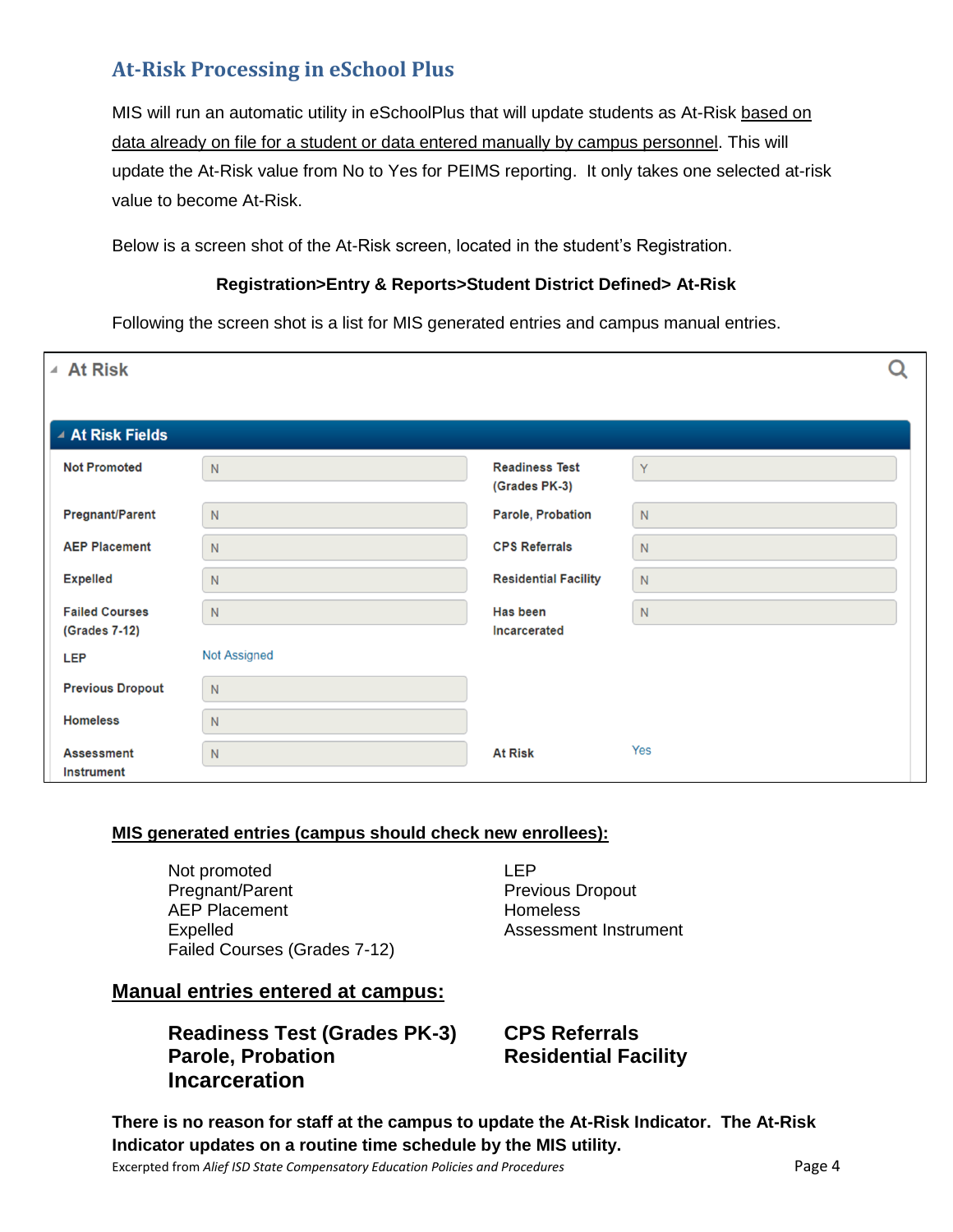## At-Risk Processing in eSchool Plus

MIS will run an automatic utility in eSchoolPlus that will update students as At-Risk based on data already on file for a student or data entered manually by campus personnel. This will update the At-Risk value from No to Yes for PEIMS reporting. It only takes one selected at-risk value to become At-Risk.

Below is a screen shot of the At-Risk screen, located in the student's Registration.

**Registration>Entry & Reports>Student District Defined> At-Risk**

Following the screen shot is a list for MIS generated entries and campus manual entries.

**At Risk**

**At Risk Fields**

| Field | Value | Field | Value |
|---|---|---|---|
| Not Promoted | N | Readiness Test (Grades PK-3) | Y |
| Pregnant/Parent | N | Parole, Probation | N |
| AEP Placement | N | CPS Referrals | N |
| Expelled | N | Residential Facility | N |
| Failed Courses (Grades 7-12) | N | Has been Incarcerated | N |
| LEP | Not Assigned | | |
| Previous Dropout | N | | |
| Homeless | N | | |
| Assessment Instrument | N | At Risk | Yes |

**MIS generated entries (campus should check new enrollees):**

- Not promoted
- Pregnant/Parent
- AEP Placement
- Expelled
- Failed Courses (Grades 7-12)
- LEP
- Previous Dropout
- Homeless
- Assessment Instrument

**Manual entries entered at campus:**

- **Readiness Test (Grades PK-3)**
- **Parole, Probation**
- **Incarceration**
- **CPS Referrals**
- **Residential Facility**

**There is no reason for staff at the campus to update the At-Risk Indicator. The At-Risk Indicator updates on a routine time schedule by the MIS utility.**

Excerpted from *Alief ISD State Compensatory Education Policies and Procedures*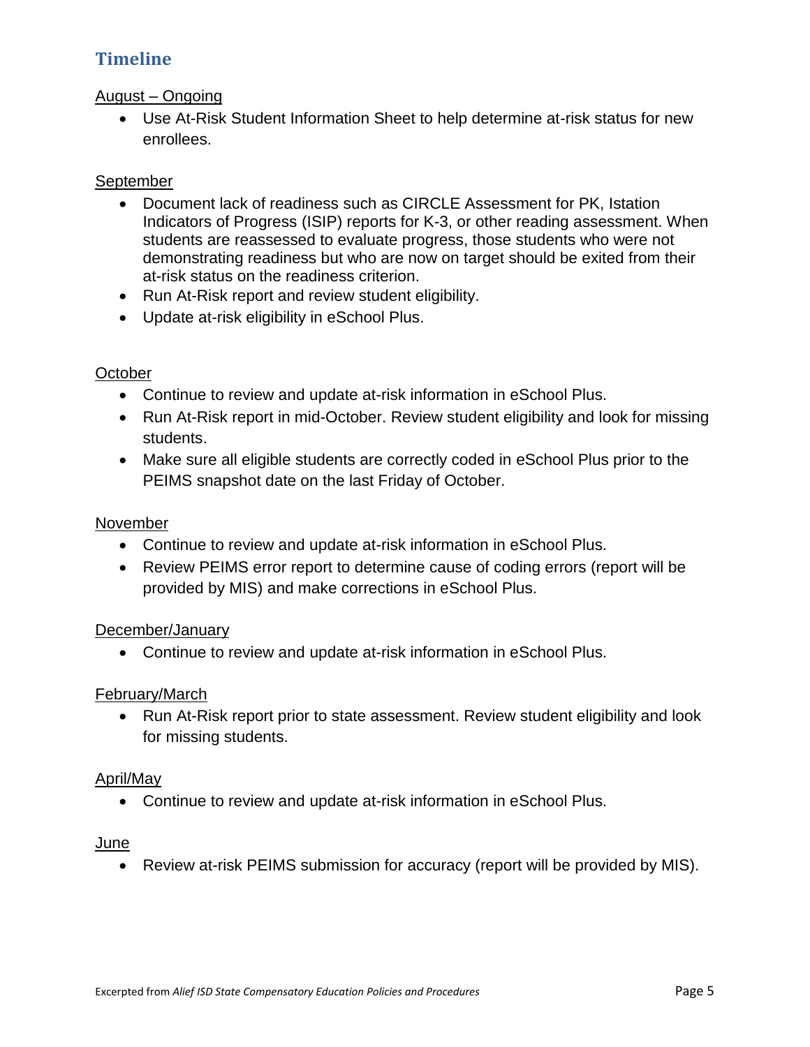## Timeline

August – Ongoing

- Use At-Risk Student Information Sheet to help determine at-risk status for new enrollees.

September

- Document lack of readiness such as CIRCLE Assessment for PK, Istation Indicators of Progress (ISIP) reports for K-3, or other reading assessment. When students are reassessed to evaluate progress, those students who were not demonstrating readiness but who are now on target should be exited from their at-risk status on the readiness criterion.
- Run At-Risk report and review student eligibility.
- Update at-risk eligibility in eSchool Plus.

October

- Continue to review and update at-risk information in eSchool Plus.
- Run At-Risk report in mid-October. Review student eligibility and look for missing students.
- Make sure all eligible students are correctly coded in eSchool Plus prior to the PEIMS snapshot date on the last Friday of October.

November

- Continue to review and update at-risk information in eSchool Plus.
- Review PEIMS error report to determine cause of coding errors (report will be provided by MIS) and make corrections in eSchool Plus.

December/January

- Continue to review and update at-risk information in eSchool Plus.

February/March

- Run At-Risk report prior to state assessment. Review student eligibility and look for missing students.

April/May

- Continue to review and update at-risk information in eSchool Plus.

June

- Review at-risk PEIMS submission for accuracy (report will be provided by MIS).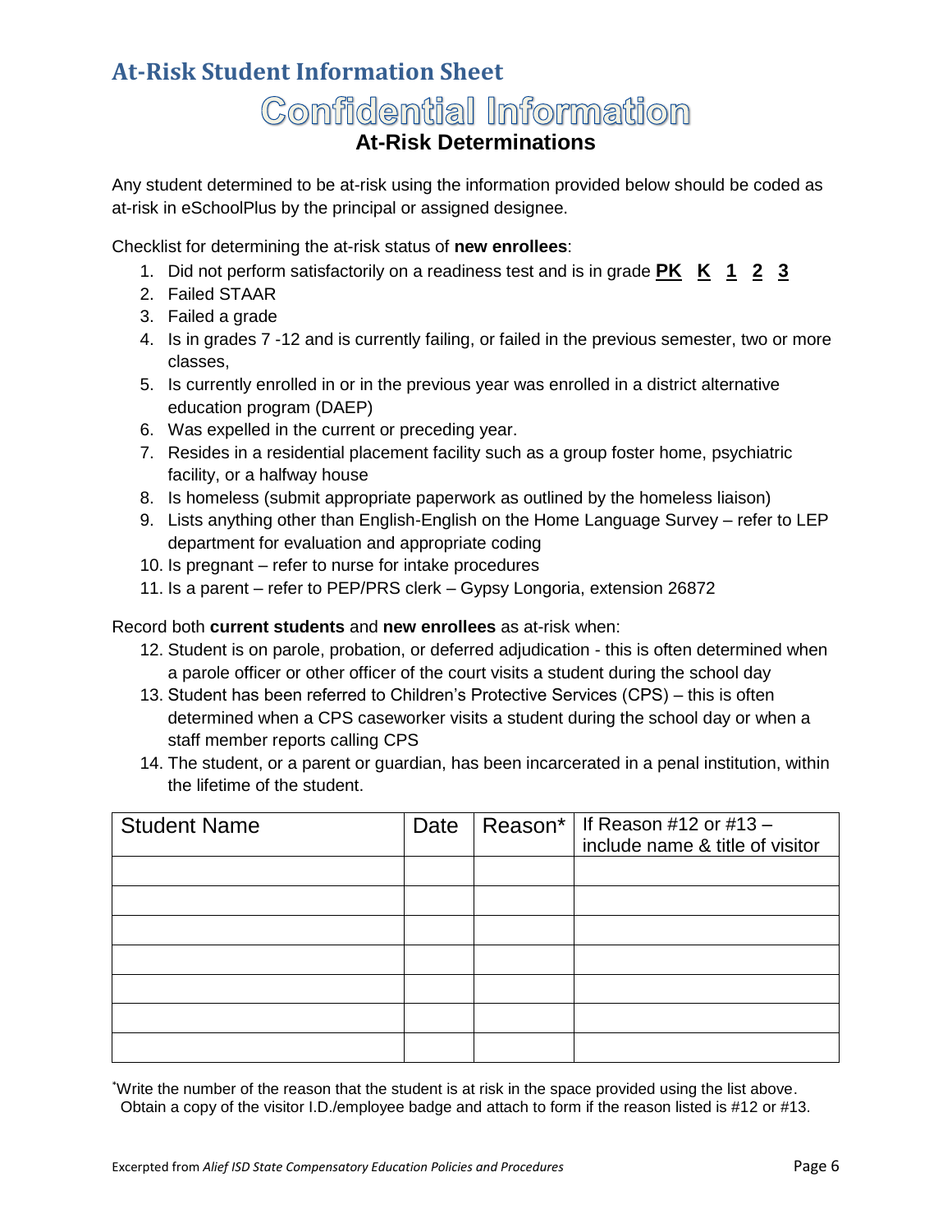## At-Risk Student Information Sheet

# Confidential Information

### At-Risk Determinations

Any student determined to be at-risk using the information provided below should be coded as at-risk in eSchoolPlus by the principal or assigned designee.

Checklist for determining the at-risk status of **new enrollees**:

1. Did not perform satisfactorily on a readiness test and is in grade **PK K 1 2 3**
2. Failed STAAR
3. Failed a grade
4. Is in grades 7 -12 and is currently failing, or failed in the previous semester, two or more classes,
5. Is currently enrolled in or in the previous year was enrolled in a district alternative education program (DAEP)
6. Was expelled in the current or preceding year.
7. Resides in a residential placement facility such as a group foster home, psychiatric facility, or a halfway house
8. Is homeless (submit appropriate paperwork as outlined by the homeless liaison)
9. Lists anything other than English-English on the Home Language Survey – refer to LEP department for evaluation and appropriate coding
10. Is pregnant – refer to nurse for intake procedures
11. Is a parent – refer to PEP/PRS clerk – Gypsy Longoria, extension 26872

Record both **current students** and **new enrollees** as at-risk when:

12. Student is on parole, probation, or deferred adjudication - this is often determined when a parole officer or other officer of the court visits a student during the school day
13. Student has been referred to Children's Protective Services (CPS) – this is often determined when a CPS caseworker visits a student during the school day or when a staff member reports calling CPS
14. The student, or a parent or guardian, has been incarcerated in a penal institution, within the lifetime of the student.

| Student Name | Date | Reason* | If Reason #12 or #13 – include name & title of visitor |
|---|---|---|---|
| | | | |
| | | | |
| | | | |
| | | | |
| | | | |
| | | | |
| | | | |

*Write the number of the reason that the student is at risk in the space provided using the list above. Obtain a copy of the visitor I.D./employee badge and attach to form if the reason listed is #12 or #13.

Excerpted from *Alief ISD State Compensatory Education Policies and Procedures*